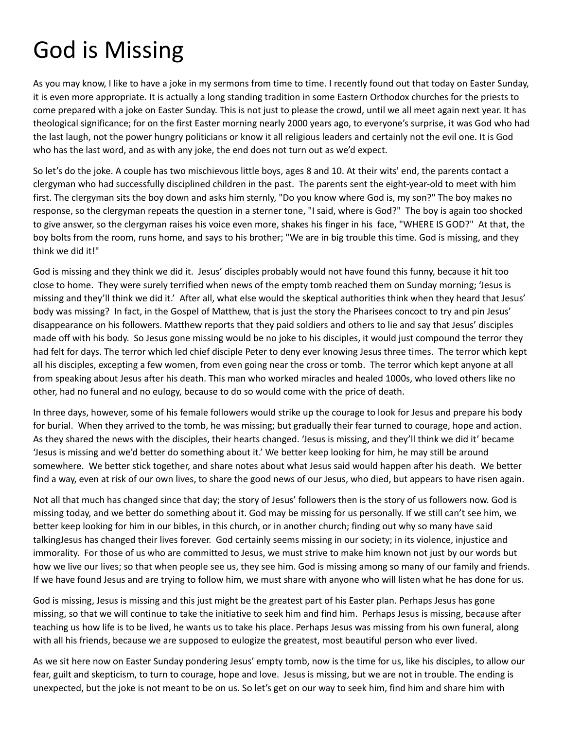# God is Missing

As you may know, I like to have a joke in my sermons from time to time. I recently found out that today on Easter Sunday, it is even more appropriate. It is actually a long standing tradition in some Eastern Orthodox churches for the priests to come prepared with a joke on Easter Sunday. This is not just to please the crowd, until we all meet again next year. It has theological significance; for on the first Easter morning nearly 2000 years ago, to everyone's surprise, it was God who had the last laugh, not the power hungry politicians or know it all religious leaders and certainly not the evil one. It is God who has the last word, and as with any joke, the end does not turn out as we'd expect.

So let's do the joke. A couple has two mischievous little boys, ages 8 and 10. At their wits' end, the parents contact a clergyman who had successfully disciplined children in the past. The parents sent the eight-year-old to meet with him first. The clergyman sits the boy down and asks him sternly, "Do you know where God is, my son?" The boy makes no response, so the clergyman repeats the question in a sterner tone, "I said, where is God?" The boy is again too shocked to give answer, so the clergyman raises his voice even more, shakes his finger in his face, "WHERE IS GOD?" At that, the boy bolts from the room, runs home, and says to his brother; "We are in big trouble this time. God is missing, and they think we did it!"

God is missing and they think we did it. Jesus' disciples probably would not have found this funny, because it hit too close to home. They were surely terrified when news of the empty tomb reached them on Sunday morning; 'Jesus is missing and they'll think we did it.' After all, what else would the skeptical authorities think when they heard that Jesus' body was missing? In fact, in the Gospel of Matthew, that is just the story the Pharisees concoct to try and pin Jesus' disappearance on his followers. Matthew reports that they paid soldiers and others to lie and say that Jesus' disciples made off with his body. So Jesus gone missing would be no joke to his disciples, it would just compound the terror they had felt for days. The terror which led chief disciple Peter to deny ever knowing Jesus three times. The terror which kept all his disciples, excepting a few women, from even going near the cross or tomb. The terror which kept anyone at all from speaking about Jesus after his death. This man who worked miracles and healed 1000s, who loved others like no other, had no funeral and no eulogy, because to do so would come with the price of death.

In three days, however, some of his female followers would strike up the courage to look for Jesus and prepare his body for burial. When they arrived to the tomb, he was missing; but gradually their fear turned to courage, hope and action. As they shared the news with the disciples, their hearts changed. 'Jesus is missing, and they'll think we did it' became 'Jesus is missing and we'd better do something about it.' We better keep looking for him, he may still be around somewhere. We better stick together, and share notes about what Jesus said would happen after his death. We better find a way, even at risk of our own lives, to share the good news of our Jesus, who died, but appears to have risen again.

Not all that much has changed since that day; the story of Jesus' followers then is the story of us followers now. God is missing today, and we better do something about it. God may be missing for us personally. If we still can't see him, we better keep looking for him in our bibles, in this church, or in another church; finding out why so many have said talkingJesus has changed their lives forever. God certainly seems missing in our society; in its violence, injustice and immorality. For those of us who are committed to Jesus, we must strive to make him known not just by our words but how we live our lives; so that when people see us, they see him. God is missing among so many of our family and friends. If we have found Jesus and are trying to follow him, we must share with anyone who will listen what he has done for us.

God is missing, Jesus is missing and this just might be the greatest part of his Easter plan. Perhaps Jesus has gone missing, so that we will continue to take the initiative to seek him and find him. Perhaps Jesus is missing, because after teaching us how life is to be lived, he wants us to take his place. Perhaps Jesus was missing from his own funeral, along with all his friends, because we are supposed to eulogize the greatest, most beautiful person who ever lived.

As we sit here now on Easter Sunday pondering Jesus' empty tomb, now is the time for us, like his disciples, to allow our fear, guilt and skepticism, to turn to courage, hope and love. Jesus is missing, but we are not in trouble. The ending is unexpected, but the joke is not meant to be on us. So let's get on our way to seek him, find him and share him with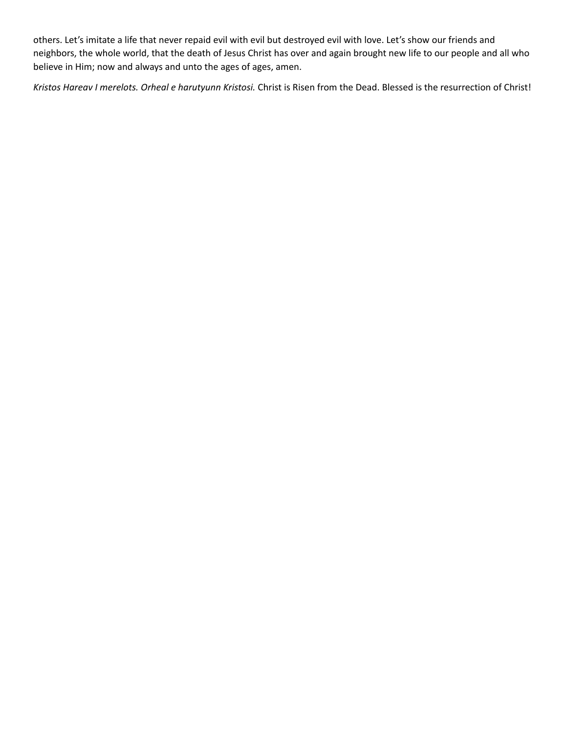others. Let's imitate a life that never repaid evil with evil but destroyed evil with love. Let's show our friends and neighbors, the whole world, that the death of Jesus Christ has over and again brought new life to our people and all who believe in Him; now and always and unto the ages of ages, amen.

*Kristos Hareav I merelots. Orheal e harutyunn Kristosi.* Christ is Risen from the Dead. Blessed is the resurrection of Christ!